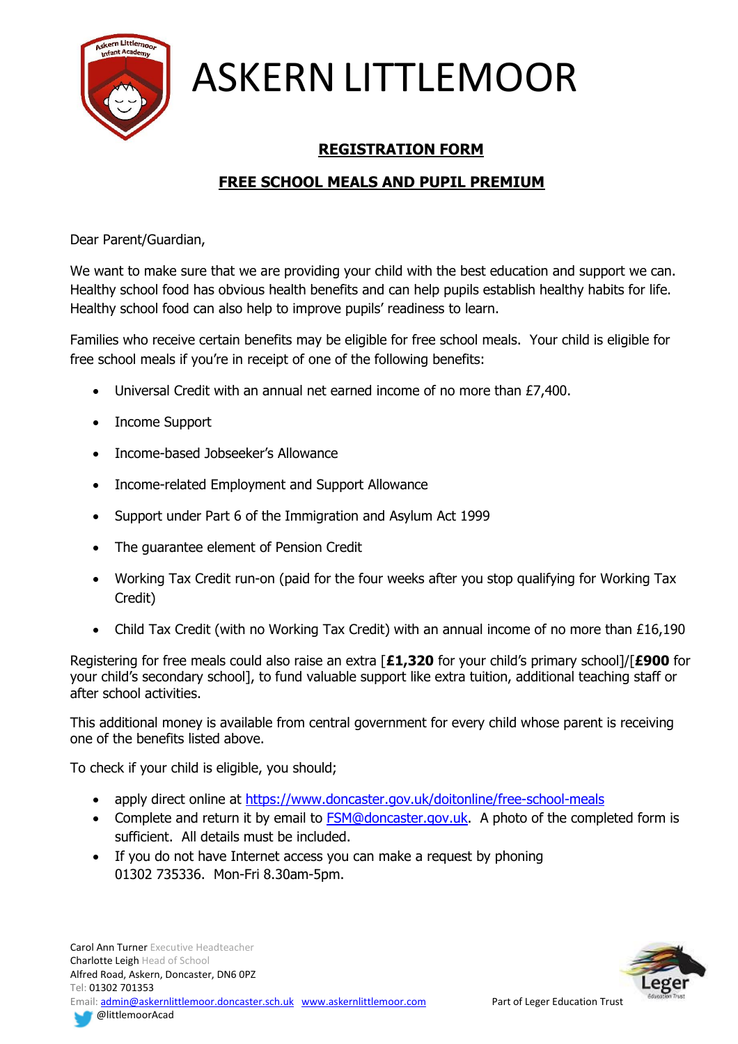# ASKERN LITTLEMOOR

## REGISTRATION FORM

## FREE SCHOOL MEALS AND PUPIL PREMIUM

Dear Parent/Guardian,

We want to make sure that we are providing your child with the best education and support we can. Healthy school food has obvious health benefits and can help pupils establish healthy habits for life. Healthy school food can also help to improve pupils' readiness to learn.

Families who receive certain benefits may be eligible for free school meals. Your child is eligible for free school meals if you're in receipt of one of the following benefits:

- Universal Credit with an annual net earned income of no more than £7,400.
- Income Support
- Income-based Jobseeker's Allowance
- Income-related Employment and Support Allowance
- Support under Part 6 of the Immigration and Asylum Act 1999
- The guarantee element of Pension Credit
- Working Tax Credit run-on (paid for the four weeks after you stop qualifying for Working Tax Credit)
- Child Tax Credit (with no Working Tax Credit) with an annual income of no more than £16,190

Registering for free meals could also raise an extra [**£1,320** for your child's primary school]/[**£900** for your child's secondary school], to fund valuable support like extra tuition, additional teaching staff or after school activities.

This additional money is available from central government for every child whose parent is receiving one of the benefits listed above.

To check if your child is eligible, you should;

- apply direct online at https://www.doncaster.gov.uk/doitonline/free-school-meals
- Complete and return it by email to FSM@doncaster.gov.uk. A photo of the completed form is sufficient. All details must be included.
- If you do not have Internet access you can make a request by phoning 01302 735336. Mon-Fri 8.30am-5pm.

Carol Ann Turner Executive Headteacher
Charlotte Leigh Head of School
Alfred Road, Askern, Doncaster, DN6 0PZ
Tel: 01302 701353
Email: admin@askernlittlemoor.doncaster.sch.uk www.askernlittlemoor.com
@littlemoorAcad

Part of Leger Education Trust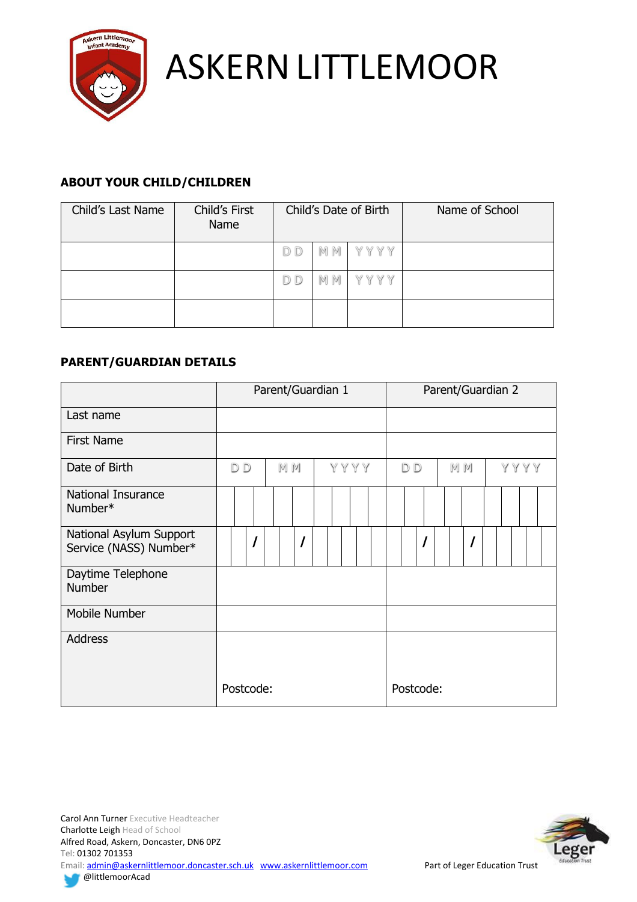# ASKERN LITTLEMOOR

## ABOUT YOUR CHILD/CHILDREN

| Child's Last Name | Child's First Name | Child's Date of Birth | | | Name of School |
|---|---|---|---|---|---|
| | | DD | MM | YYYY | |
| | | DD | MM | YYYY | |
| | | | | | |

## PARENT/GUARDIAN DETAILS

| | Parent/Guardian 1 | Parent/Guardian 2 |
|---|---|---|
| Last name | | |
| First Name | | |
| Date of Birth | DD / MM / YYYY | DD / MM / YYYY |
| National Insurance Number* | | |
| National Asylum Support Service (NASS) Number* | / / | / / |
| Daytime Telephone Number | | |
| Mobile Number | | |
| Address | Postcode: | Postcode: |

Carol Ann Turner Executive Headteacher
Charlotte Leigh Head of School
Alfred Road, Askern, Doncaster, DN6 0PZ
Tel: 01302 701353
Email: admin@askernlittlemoor.doncaster.sch.uk www.askernlittlemoor.com
@littlemoorAcad

Part of Leger Education Trust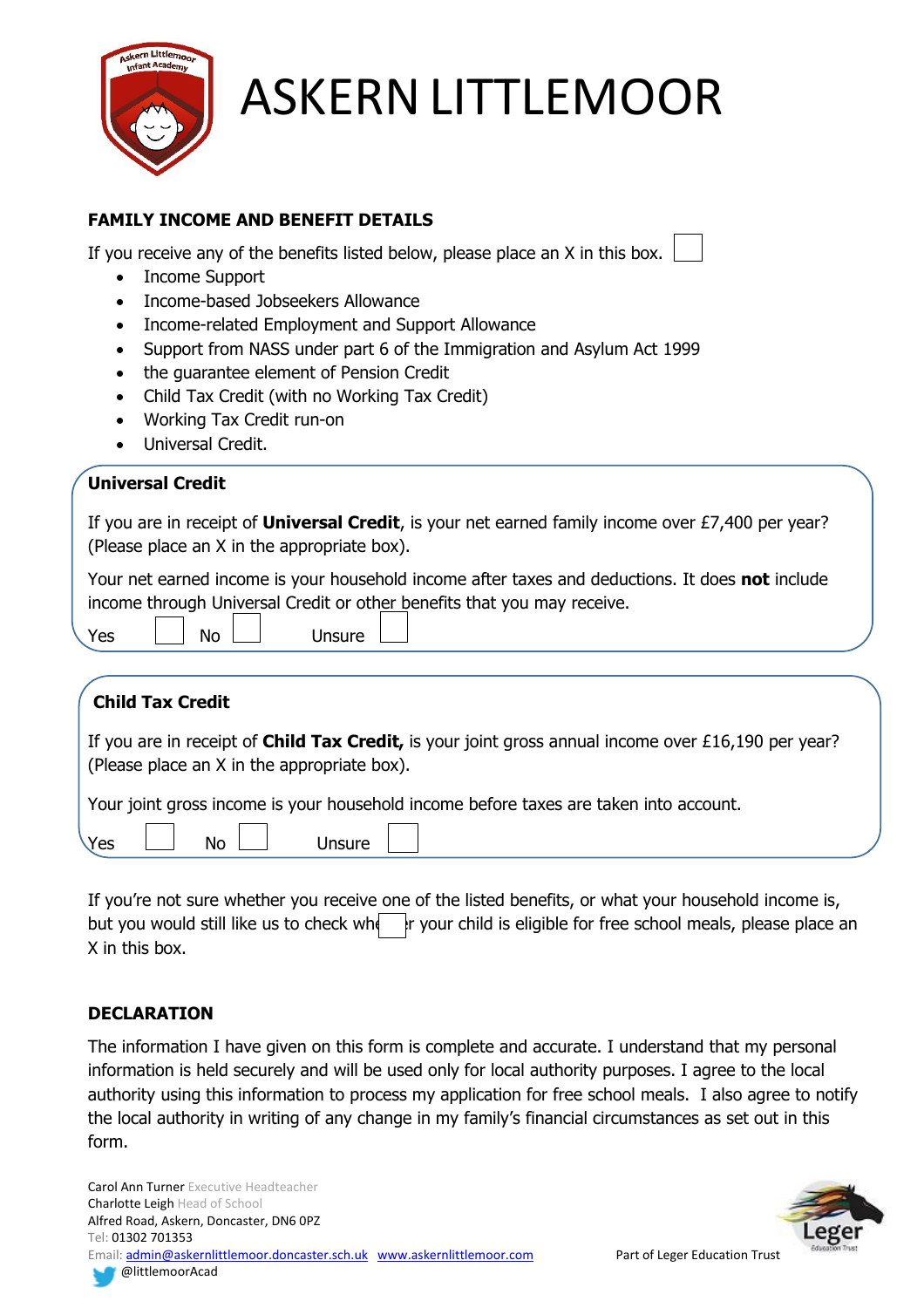# ASKERN LITTLEMOOR

## FAMILY INCOME AND BENEFIT DETAILS

If you receive any of the benefits listed below, please place an X in this box. ☐

- Income Support
- Income-based Jobseekers Allowance
- Income-related Employment and Support Allowance
- Support from NASS under part 6 of the Immigration and Asylum Act 1999
- the guarantee element of Pension Credit
- Child Tax Credit (with no Working Tax Credit)
- Working Tax Credit run-on
- Universal Credit.

### Universal Credit

If you are in receipt of **Universal Credit**, is your net earned family income over £7,400 per year? (Please place an X in the appropriate box).

Your net earned income is your household income after taxes and deductions. It does **not** include income through Universal Credit or other benefits that you may receive.

Yes ☐ No ☐ Unsure ☐

### Child Tax Credit

If you are in receipt of **Child Tax Credit,** is your joint gross annual income over £16,190 per year? (Please place an X in the appropriate box).

Your joint gross income is your household income before taxes are taken into account.

Yes ☐ No ☐ Unsure ☐

If you're not sure whether you receive one of the listed benefits, or what your household income is, but you would still like us to check whether your child is eligible for free school meals, please place an X in this box. ☐

## DECLARATION

The information I have given on this form is complete and accurate. I understand that my personal information is held securely and will be used only for local authority purposes. I agree to the local authority using this information to process my application for free school meals. I also agree to notify the local authority in writing of any change in my family's financial circumstances as set out in this form.

Carol Ann Turner Executive Headteacher
Charlotte Leigh Head of School
Alfred Road, Askern, Doncaster, DN6 0PZ
Tel: 01302 701353
Email: admin@askernlittlemoor.doncaster.sch.uk www.askernlittlemoor.com
@littlemoorAcad

Part of Leger Education Trust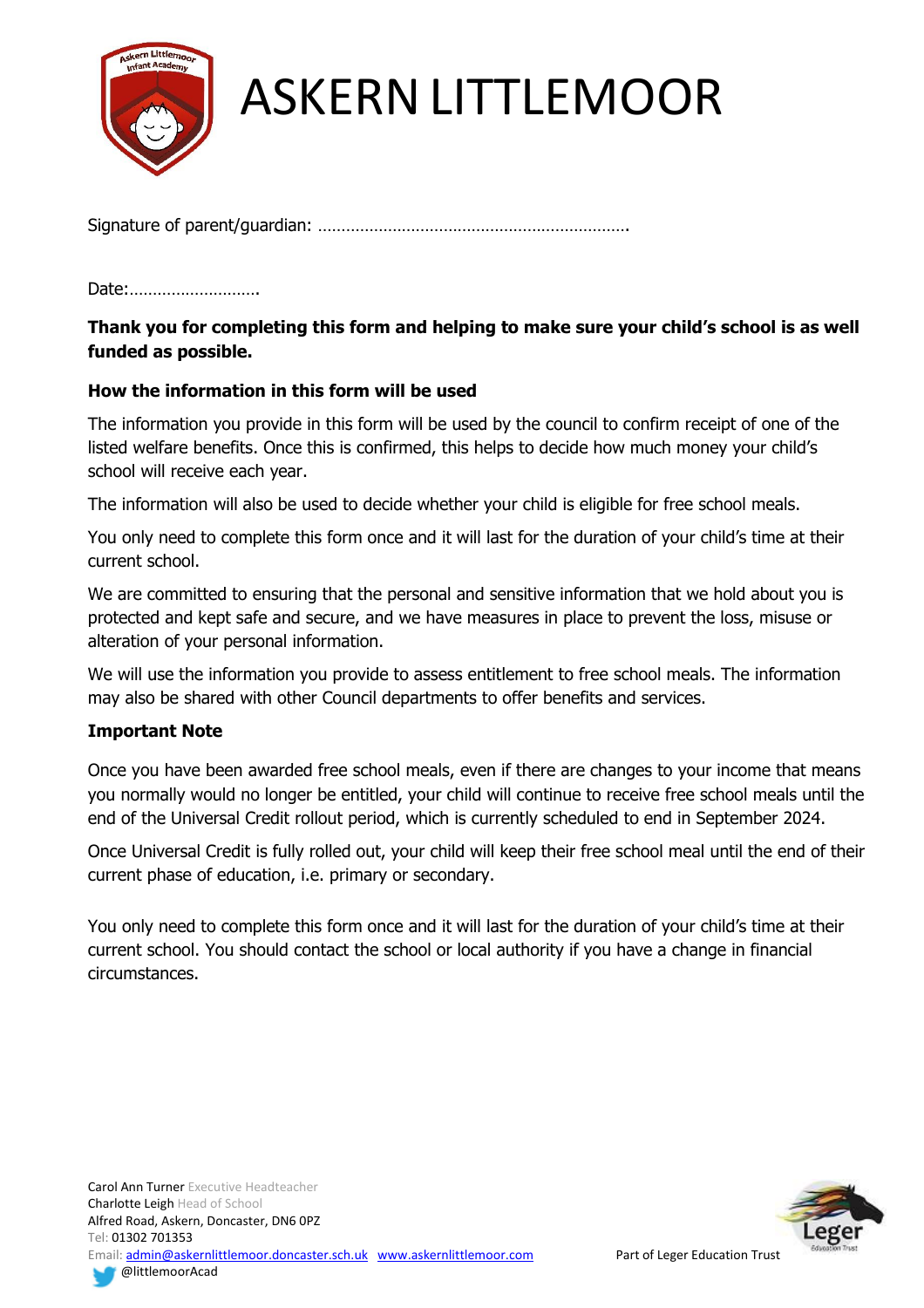# ASKERN LITTLEMOOR

Signature of parent/guardian: ………………………………………………………….

Date:……………………….

**Thank you for completing this form and helping to make sure your child's school is as well funded as possible.**

**How the information in this form will be used**

The information you provide in this form will be used by the council to confirm receipt of one of the listed welfare benefits. Once this is confirmed, this helps to decide how much money your child's school will receive each year.

The information will also be used to decide whether your child is eligible for free school meals.

You only need to complete this form once and it will last for the duration of your child's time at their current school.

We are committed to ensuring that the personal and sensitive information that we hold about you is protected and kept safe and secure, and we have measures in place to prevent the loss, misuse or alteration of your personal information.

We will use the information you provide to assess entitlement to free school meals. The information may also be shared with other Council departments to offer benefits and services.

**Important Note**

Once you have been awarded free school meals, even if there are changes to your income that means you normally would no longer be entitled, your child will continue to receive free school meals until the end of the Universal Credit rollout period, which is currently scheduled to end in September 2024.

Once Universal Credit is fully rolled out, your child will keep their free school meal until the end of their current phase of education, i.e. primary or secondary.

You only need to complete this form once and it will last for the duration of your child's time at their current school. You should contact the school or local authority if you have a change in financial circumstances.

Carol Ann Turner Executive Headteacher
Charlotte Leigh Head of School
Alfred Road, Askern, Doncaster, DN6 0PZ
Tel: 01302 701353
Email: admin@askernlittlemoor.doncaster.sch.uk www.askernlittlemoor.com
@littlemoorAcad

Part of Leger Education Trust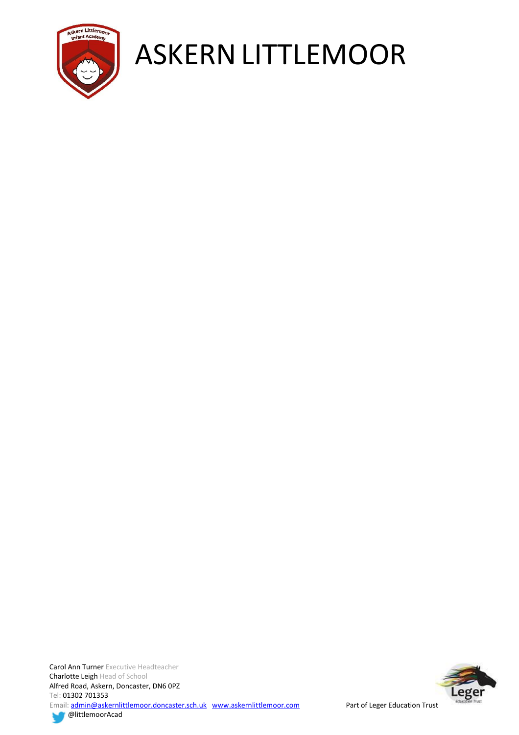# ASKERN LITTLEMOOR

Carol Ann Turner Executive Headteacher
Charlotte Leigh Head of School
Alfred Road, Askern, Doncaster, DN6 0PZ
Tel: 01302 701353
Email: admin@askernlittlemoor.doncaster.sch.uk www.askernlittlemoor.com
@littlemoorAcad

Part of Leger Education Trust